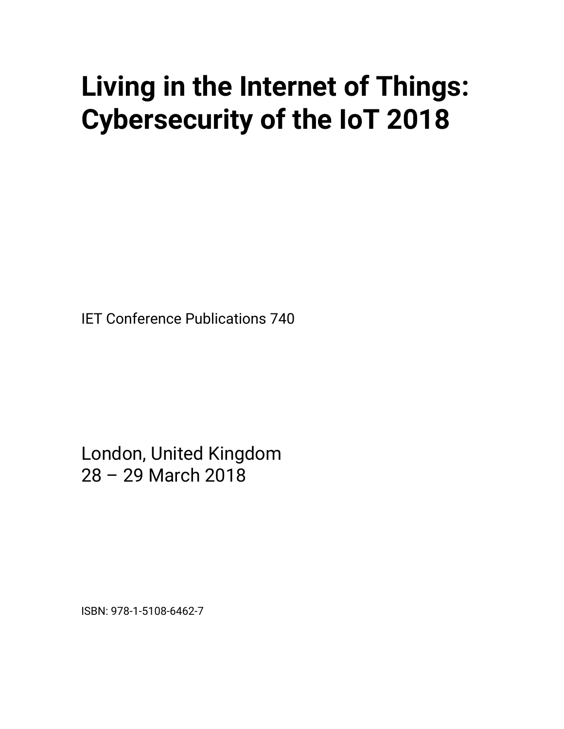# Living in the Internet of Things: Cybersecurity of the IoT 2018

IET Conference Publications 740

London, United Kingdom
28 – 29 March 2018

ISBN: 978-1-5108-6462-7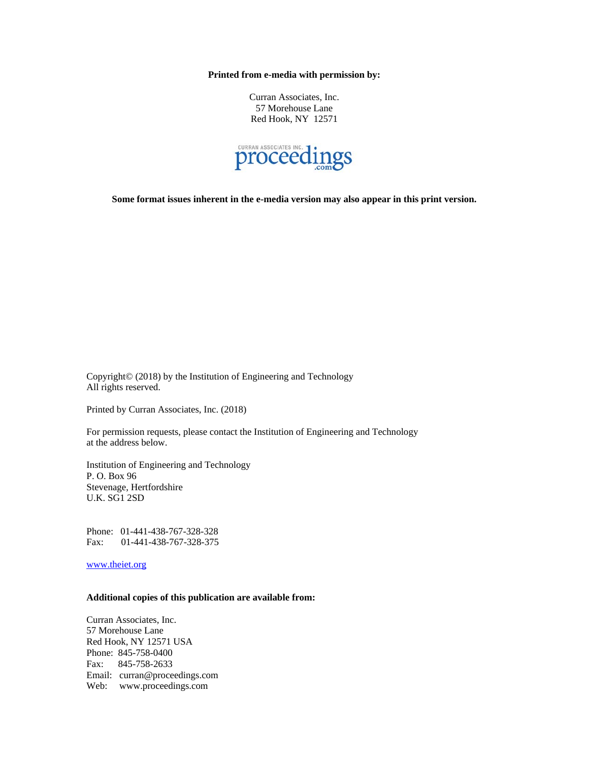**Printed from e-media with permission by:**

Curran Associates, Inc.
57 Morehouse Lane
Red Hook, NY 12571

CURRAN ASSOCIATES INC. proceedings .com

**Some format issues inherent in the e-media version may also appear in this print version.**

Copyright© (2018) by the Institution of Engineering and Technology
All rights reserved.

Printed by Curran Associates, Inc. (2018)

For permission requests, please contact the Institution of Engineering and Technology at the address below.

Institution of Engineering and Technology
P. O. Box 96
Stevenage, Hertfordshire
U.K. SG1 2SD

Phone: 01-441-438-767-328-328
Fax: 01-441-438-767-328-375

www.theiet.org

**Additional copies of this publication are available from:**

Curran Associates, Inc.
57 Morehouse Lane
Red Hook, NY 12571 USA
Phone: 845-758-0400
Fax: 845-758-2633
Email: curran@proceedings.com
Web: www.proceedings.com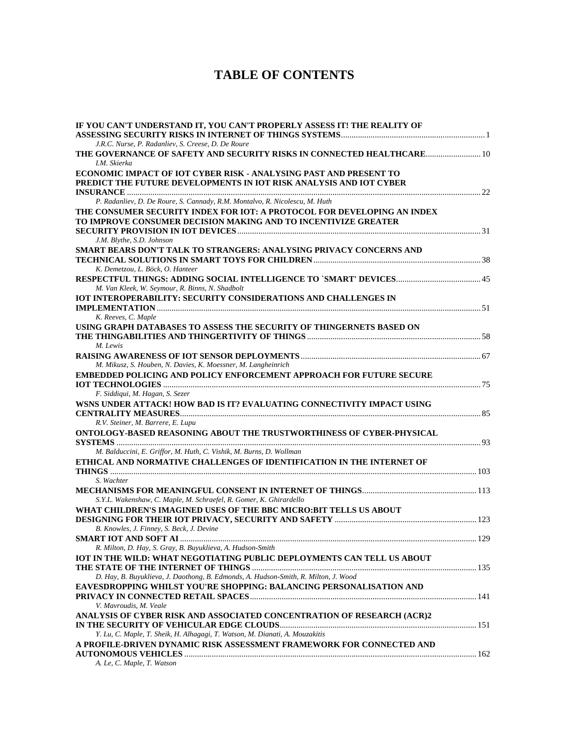# TABLE OF CONTENTS

**IF YOU CAN'T UNDERSTAND IT, YOU CAN'T PROPERLY ASSESS IT! THE REALITY OF ASSESSING SECURITY RISKS IN INTERNET OF THINGS SYSTEMS** ... 1
*J.R.C. Nurse, P. Radanliev, S. Creese, D. De Roure*

**THE GOVERNANCE OF SAFETY AND SECURITY RISKS IN CONNECTED HEALTHCARE** ... 10
*I.M. Skierka*

**ECONOMIC IMPACT OF IOT CYBER RISK - ANALYSING PAST AND PRESENT TO PREDICT THE FUTURE DEVELOPMENTS IN IOT RISK ANALYSIS AND IOT CYBER INSURANCE** ... 22
*P. Radanliev, D. De Roure, S. Cannady, R.M. Montalvo, R. Nicolescu, M. Huth*

**THE CONSUMER SECURITY INDEX FOR IOT: A PROTOCOL FOR DEVELOPING AN INDEX TO IMPROVE CONSUMER DECISION MAKING AND TO INCENTIVIZE GREATER SECURITY PROVISION IN IOT DEVICES** ... 31
*J.M. Blythe, S.D. Johnson*

**SMART BEARS DON'T TALK TO STRANGERS: ANALYSING PRIVACY CONCERNS AND TECHNICAL SOLUTIONS IN SMART TOYS FOR CHILDREN** ... 38
*K. Demetzou, L. Böck, O. Hanteer*

**RESPECTFUL THINGS: ADDING SOCIAL INTELLIGENCE TO `SMART' DEVICES** ... 45
*M. Van Kleek, W. Seymour, R. Binns, N. Shadbolt*

**IOT INTEROPERABILITY: SECURITY CONSIDERATIONS AND CHALLENGES IN IMPLEMENTATION** ... 51
*K. Reeves, C. Maple*

**USING GRAPH DATABASES TO ASSESS THE SECURITY OF THINGERNETS BASED ON THE THINGABILITIES AND THINGERTIVITY OF THINGS** ... 58
*M. Lewis*

**RAISING AWARENESS OF IOT SENSOR DEPLOYMENTS** ... 67
*M. Mikusz, S. Houben, N. Davies, K. Moessner, M. Langheinrich*

**EMBEDDED POLICING AND POLICY ENFORCEMENT APPROACH FOR FUTURE SECURE IOT TECHNOLOGIES** ... 75
*F. Siddiqui, M. Hagan, S. Sezer*

**WSNS UNDER ATTACK! HOW BAD IS IT? EVALUATING CONNECTIVITY IMPACT USING CENTRALITY MEASURES** ... 85
*R.V. Steiner, M. Barrere, E. Lupu*

**ONTOLOGY-BASED REASONING ABOUT THE TRUSTWORTHINESS OF CYBER-PHYSICAL SYSTEMS** ... 93
*M. Balduccini, E. Griffor, M. Huth, C. Vishik, M. Burns, D. Wollman*

**ETHICAL AND NORMATIVE CHALLENGES OF IDENTIFICATION IN THE INTERNET OF THINGS** ... 103
*S. Wachter*

**MECHANISMS FOR MEANINGFUL CONSENT IN INTERNET OF THINGS** ... 113
*S.Y.L. Wakenshaw, C. Maple, M. Schraefel, R. Gomer, K. Ghirardello*

**WHAT CHILDREN'S IMAGINED USES OF THE BBC MICRO:BIT TELLS US ABOUT DESIGNING FOR THEIR IOT PRIVACY, SECURITY AND SAFETY** ... 123
*B. Knowles, J. Finney, S. Beck, J. Devine*

**SMART IOT AND SOFT AI** ... 129
*R. Milton, D. Hay, S. Gray, B. Buyuklieva, A. Hudson-Smith*

**IOT IN THE WILD: WHAT NEGOTIATING PUBLIC DEPLOYMENTS CAN TELL US ABOUT THE STATE OF THE INTERNET OF THINGS** ... 135
*D. Hay, B. Buyuklieva, J. Daothong, B. Edmonds, A. Hudson-Smith, R. Milton, J. Wood*

**EAVESDROPPING WHILST YOU'RE SHOPPING: BALANCING PERSONALISATION AND PRIVACY IN CONNECTED RETAIL SPACES** ... 141
*V. Mavroudis, M. Veale*

**ANALYSIS OF CYBER RISK AND ASSOCIATED CONCENTRATION OF RESEARCH (ACR)2 IN THE SECURITY OF VEHICULAR EDGE CLOUDS** ... 151
*Y. Lu, C. Maple, T. Sheik, H. Alhagagi, T. Watson, M. Dianati, A. Mouzakitis*

**A PROFILE-DRIVEN DYNAMIC RISK ASSESSMENT FRAMEWORK FOR CONNECTED AND AUTONOMOUS VEHICLES** ... 162
*A. Le, C. Maple, T. Watson*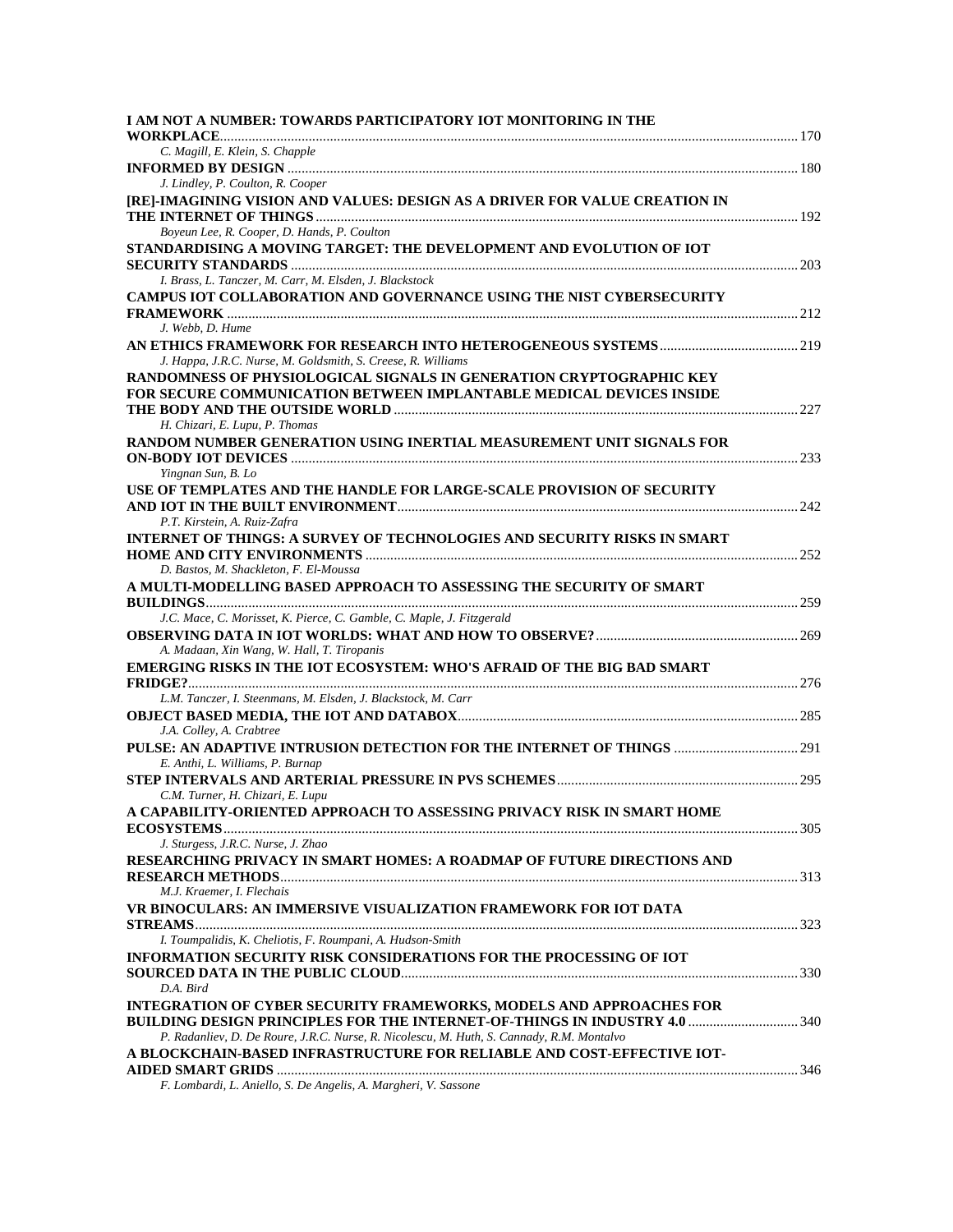**I AM NOT A NUMBER: TOWARDS PARTICIPATORY IOT MONITORING IN THE WORKPLACE** ..... 170
*C. Magill, E. Klein, S. Chapple*

**INFORMED BY DESIGN** ..... 180
*J. Lindley, P. Coulton, R. Cooper*

**[RE]-IMAGINING VISION AND VALUES: DESIGN AS A DRIVER FOR VALUE CREATION IN THE INTERNET OF THINGS** ..... 192
*Boyeun Lee, R. Cooper, D. Hands, P. Coulton*

**STANDARDISING A MOVING TARGET: THE DEVELOPMENT AND EVOLUTION OF IOT SECURITY STANDARDS** ..... 203
*I. Brass, L. Tanczer, M. Carr, M. Elsden, J. Blackstock*

**CAMPUS IOT COLLABORATION AND GOVERNANCE USING THE NIST CYBERSECURITY FRAMEWORK** ..... 212
*J. Webb, D. Hume*

**AN ETHICS FRAMEWORK FOR RESEARCH INTO HETEROGENEOUS SYSTEMS** ..... 219
*J. Happa, J.R.C. Nurse, M. Goldsmith, S. Creese, R. Williams*

**RANDOMNESS OF PHYSIOLOGICAL SIGNALS IN GENERATION CRYPTOGRAPHIC KEY FOR SECURE COMMUNICATION BETWEEN IMPLANTABLE MEDICAL DEVICES INSIDE THE BODY AND THE OUTSIDE WORLD** ..... 227
*H. Chizari, E. Lupu, P. Thomas*

**RANDOM NUMBER GENERATION USING INERTIAL MEASUREMENT UNIT SIGNALS FOR ON-BODY IOT DEVICES** ..... 233
*Yingnan Sun, B. Lo*

**USE OF TEMPLATES AND THE HANDLE FOR LARGE-SCALE PROVISION OF SECURITY AND IOT IN THE BUILT ENVIRONMENT** ..... 242
*P.T. Kirstein, A. Ruiz-Zafra*

**INTERNET OF THINGS: A SURVEY OF TECHNOLOGIES AND SECURITY RISKS IN SMART HOME AND CITY ENVIRONMENTS** ..... 252
*D. Bastos, M. Shackleton, F. El-Moussa*

**A MULTI-MODELLING BASED APPROACH TO ASSESSING THE SECURITY OF SMART BUILDINGS** ..... 259
*J.C. Mace, C. Morisset, K. Pierce, C. Gamble, C. Maple, J. Fitzgerald*

**OBSERVING DATA IN IOT WORLDS: WHAT AND HOW TO OBSERVE?** ..... 269
*A. Madaan, Xin Wang, W. Hall, T. Tiropanis*

**EMERGING RISKS IN THE IOT ECOSYSTEM: WHO'S AFRAID OF THE BIG BAD SMART FRIDGE?** ..... 276
*L.M. Tanczer, I. Steenmans, M. Elsden, J. Blackstock, M. Carr*

**OBJECT BASED MEDIA, THE IOT AND DATABOX** ..... 285
*J.A. Colley, A. Crabtree*

**PULSE: AN ADAPTIVE INTRUSION DETECTION FOR THE INTERNET OF THINGS** ..... 291
*E. Anthi, L. Williams, P. Burnap*

**STEP INTERVALS AND ARTERIAL PRESSURE IN PVS SCHEMES** ..... 295
*C.M. Turner, H. Chizari, E. Lupu*

**A CAPABILITY-ORIENTED APPROACH TO ASSESSING PRIVACY RISK IN SMART HOME ECOSYSTEMS** ..... 305
*J. Sturgess, J.R.C. Nurse, J. Zhao*

**RESEARCHING PRIVACY IN SMART HOMES: A ROADMAP OF FUTURE DIRECTIONS AND RESEARCH METHODS** ..... 313
*M.J. Kraemer, I. Flechais*

**VR BINOCULARS: AN IMMERSIVE VISUALIZATION FRAMEWORK FOR IOT DATA STREAMS** ..... 323
*I. Toumpalidis, K. Cheliotis, F. Roumpani, A. Hudson-Smith*

**INFORMATION SECURITY RISK CONSIDERATIONS FOR THE PROCESSING OF IOT SOURCED DATA IN THE PUBLIC CLOUD** ..... 330
*D.A. Bird*

**INTEGRATION OF CYBER SECURITY FRAMEWORKS, MODELS AND APPROACHES FOR BUILDING DESIGN PRINCIPLES FOR THE INTERNET-OF-THINGS IN INDUSTRY 4.0** ..... 340
*P. Radanliev, D. De Roure, J.R.C. Nurse, R. Nicolescu, M. Huth, S. Cannady, R.M. Montalvo*

**A BLOCKCHAIN-BASED INFRASTRUCTURE FOR RELIABLE AND COST-EFFECTIVE IOT-AIDED SMART GRIDS** ..... 346
*F. Lombardi, L. Aniello, S. De Angelis, A. Margheri, V. Sassone*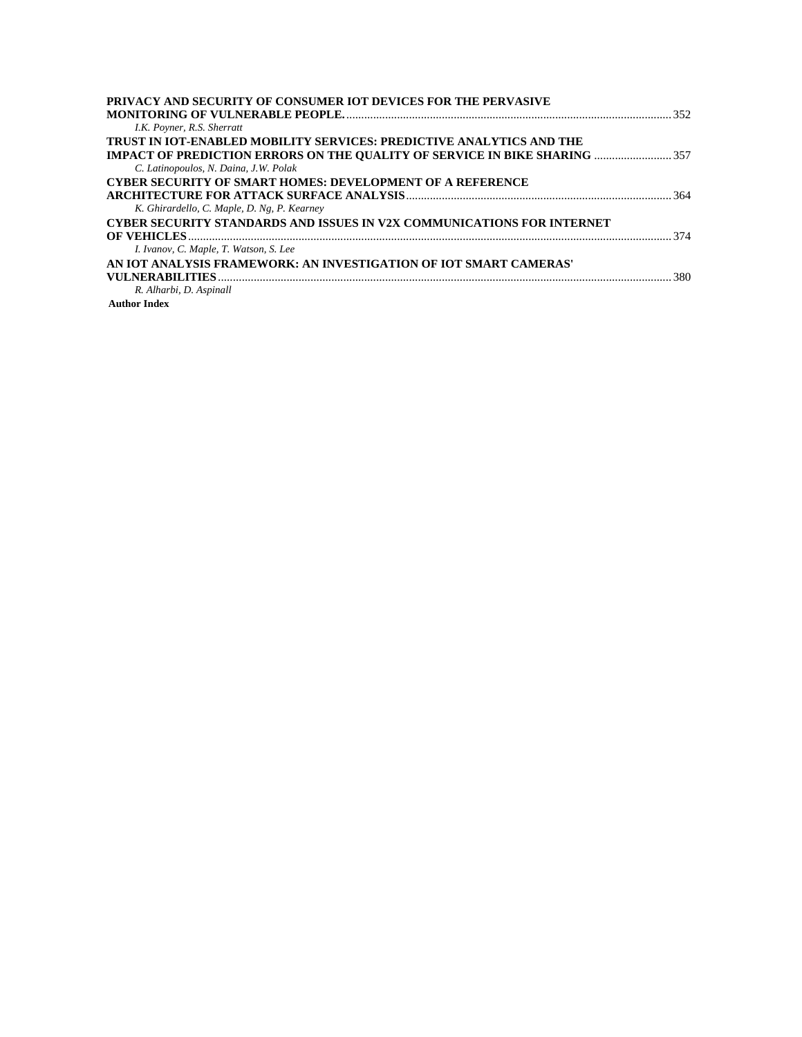**PRIVACY AND SECURITY OF CONSUMER IOT DEVICES FOR THE PERVASIVE MONITORING OF VULNERABLE PEOPLE.** ............ 352
*I.K. Poyner, R.S. Sherratt*

**TRUST IN IOT-ENABLED MOBILITY SERVICES: PREDICTIVE ANALYTICS AND THE IMPACT OF PREDICTION ERRORS ON THE QUALITY OF SERVICE IN BIKE SHARING** ............ 357
*C. Latinopoulos, N. Daina, J.W. Polak*

**CYBER SECURITY OF SMART HOMES: DEVELOPMENT OF A REFERENCE ARCHITECTURE FOR ATTACK SURFACE ANALYSIS** ............ 364
*K. Ghirardello, C. Maple, D. Ng, P. Kearney*

**CYBER SECURITY STANDARDS AND ISSUES IN V2X COMMUNICATIONS FOR INTERNET OF VEHICLES** ............ 374
*I. Ivanov, C. Maple, T. Watson, S. Lee*

**AN IOT ANALYSIS FRAMEWORK: AN INVESTIGATION OF IOT SMART CAMERAS' VULNERABILITIES** ............ 380
*R. Alharbi, D. Aspinall*

**Author Index**